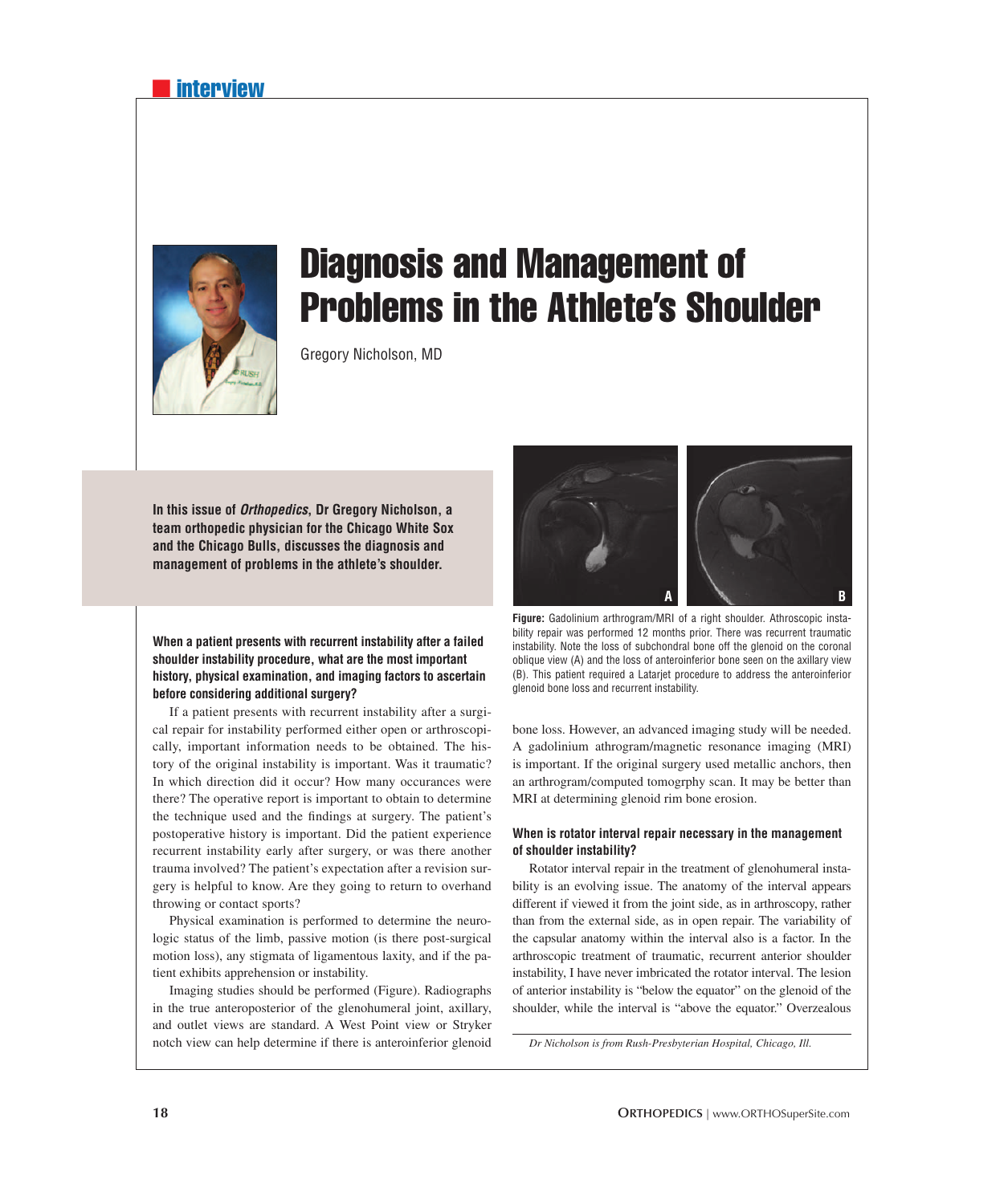# Diagnosis and Management of Problems in the Athlete's Shoulder

Gregory Nicholson, MD

**In this issue of *Orthopedics*, Dr Gregory Nicholson, a team orthopedic physician for the Chicago White Sox and the Chicago Bulls, discusses the diagnosis and management of problems in the athlete's shoulder.**

### When a patient presents with recurrent instability after a failed shoulder instability procedure, what are the most important history, physical examination, and imaging factors to ascertain before considering additional surgery?

If a patient presents with recurrent instability after a surgical repair for instability performed either open or arthroscopically, important information needs to be obtained. The history of the original instability is important. Was it traumatic? In which direction did it occur? How many occurances were there? The operative report is important to obtain to determine the technique used and the findings at surgery. The patient's postoperative history is important. Did the patient experience recurrent instability early after surgery, or was there another trauma involved? The patient's expectation after a revision surgery is helpful to know. Are they going to return to overhand throwing or contact sports?

Physical examination is performed to determine the neurologic status of the limb, passive motion (is there post-surgical motion loss), any stigmata of ligamentous laxity, and if the patient exhibits apprehension or instability.

Imaging studies should be performed (Figure). Radiographs in the true anteroposterior of the glenohumeral joint, axillary, and outlet views are standard. A West Point view or Stryker notch view can help determine if there is anteroinferior glenoid bone loss. However, an advanced imaging study will be needed. A gadolinium arthrogram/magnetic resonance imaging (MRI) is important. If the original surgery used metallic anchors, then an arthrogram/computed tomogrphy scan. It may be better than MRI at determining glenoid rim bone erosion.

**Figure:** Gadolinium arthrogram/MRI of a right shoulder. Athroscopic instability repair was performed 12 months prior. There was recurrent traumatic instability. Note the loss of subchondral bone off the glenoid on the coronal oblique view (A) and the loss of anteroinferior bone seen on the axillary view (B). This patient required a Latarjet procedure to address the anteroinferior glenoid bone loss and recurrent instability.

### When is rotator interval repair necessary in the management of shoulder instability?

Rotator interval repair in the treatment of glenohumeral instability is an evolving issue. The anatomy of the interval appears different if viewed it from the joint side, as in arthroscopy, rather than from the external side, as in open repair. The variability of the capsular anatomy within the interval also is a factor. In the arthroscopic treatment of traumatic, recurrent anterior shoulder instability, I have never imbricated the rotator interval. The lesion of anterior instability is "below the equator" on the glenoid of the shoulder, while the interval is "above the equator." Overzealous

*Dr Nicholson is from Rush-Presbyterian Hospital, Chicago, Ill.*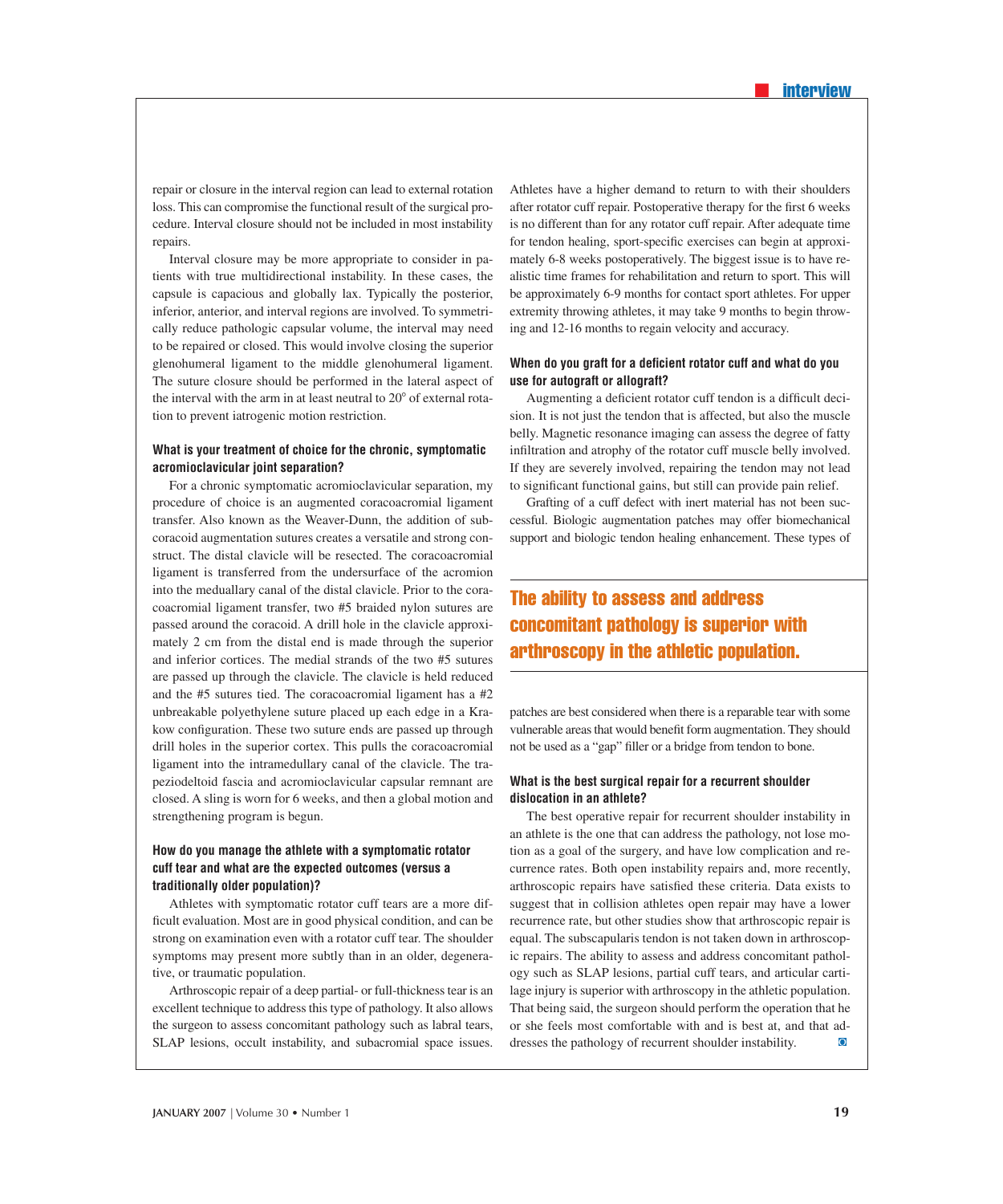repair or closure in the interval region can lead to external rotation loss. This can compromise the functional result of the surgical procedure. Interval closure should not be included in most instability repairs.

Interval closure may be more appropriate to consider in patients with true multidirectional instability. In these cases, the capsule is capacious and globally lax. Typically the posterior, inferior, anterior, and interval regions are involved. To symmetrically reduce pathologic capsular volume, the interval may need to be repaired or closed. This would involve closing the superior glenohumeral ligament to the middle glenohumeral ligament. The suture closure should be performed in the lateral aspect of the interval with the arm in at least neutral to 20° of external rotation to prevent iatrogenic motion restriction.

**What is your treatment of choice for the chronic, symptomatic acromioclavicular joint separation?**

For a chronic symptomatic acromioclavicular separation, my procedure of choice is an augmented coracoacromial ligament transfer. Also known as the Weaver-Dunn, the addition of subcoracoid augmentation sutures creates a versatile and strong construct. The distal clavicle will be resected. The coracoacromial ligament is transferred from the undersurface of the acromion into the meduallary canal of the distal clavicle. Prior to the coracoacromial ligament transfer, two #5 braided nylon sutures are passed around the coracoid. A drill hole in the clavicle approximately 2 cm from the distal end is made through the superior and inferior cortices. The medial strands of the two #5 sutures are passed up through the clavicle. The clavicle is held reduced and the #5 sutures tied. The coracoacromial ligament has a #2 unbreakable polyethylene suture placed up each edge in a Krakow configuration. These two suture ends are passed up through drill holes in the superior cortex. This pulls the coracoacromial ligament into the intramedullary canal of the clavicle. The trapeziodeltoid fascia and acromioclavicular capsular remnant are closed. A sling is worn for 6 weeks, and then a global motion and strengthening program is begun.

**How do you manage the athlete with a symptomatic rotator cuff tear and what are the expected outcomes (versus a traditionally older population)?**

Athletes with symptomatic rotator cuff tears are a more difficult evaluation. Most are in good physical condition, and can be strong on examination even with a rotator cuff tear. The shoulder symptoms may present more subtly than in an older, degenerative, or traumatic population.

Arthroscopic repair of a deep partial- or full-thickness tear is an excellent technique to address this type of pathology. It also allows the surgeon to assess concomitant pathology such as labral tears, SLAP lesions, occult instability, and subacromial space issues. Athletes have a higher demand to return to with their shoulders after rotator cuff repair. Postoperative therapy for the first 6 weeks is no different than for any rotator cuff repair. After adequate time for tendon healing, sport-specific exercises can begin at approximately 6-8 weeks postoperatively. The biggest issue is to have realistic time frames for rehabilitation and return to sport. This will be approximately 6-9 months for contact sport athletes. For upper extremity throwing athletes, it may take 9 months to begin throwing and 12-16 months to regain velocity and accuracy.

**When do you graft for a deficient rotator cuff and what do you use for autograft or allograft?**

Augmenting a deficient rotator cuff tendon is a difficult decision. It is not just the tendon that is affected, but also the muscle belly. Magnetic resonance imaging can assess the degree of fatty infiltration and atrophy of the rotator cuff muscle belly involved. If they are severely involved, repairing the tendon may not lead to significant functional gains, but still can provide pain relief.

Grafting of a cuff defect with inert material has not been successful. Biologic augmentation patches may offer biomechanical support and biologic tendon healing enhancement. These types of patches are best considered when there is a reparable tear with some vulnerable areas that would benefit form augmentation. They should not be used as a "gap" filler or a bridge from tendon to bone.

> **The ability to assess and address concomitant pathology is superior with arthroscopy in the athletic population.**

**What is the best surgical repair for a recurrent shoulder dislocation in an athlete?**

The best operative repair for recurrent shoulder instability in an athlete is the one that can address the pathology, not lose motion as a goal of the surgery, and have low complication and recurrence rates. Both open instability repairs and, more recently, arthroscopic repairs have satisfied these criteria. Data exists to suggest that in collision athletes open repair may have a lower recurrence rate, but other studies show that arthroscopic repair is equal. The subscapularis tendon is not taken down in arthroscopic repairs. The ability to assess and address concomitant pathology such as SLAP lesions, partial cuff tears, and articular cartilage injury is superior with arthroscopy in the athletic population. That being said, the surgeon should perform the operation that he or she feels most comfortable with and is best at, and that addresses the pathology of recurrent shoulder instability.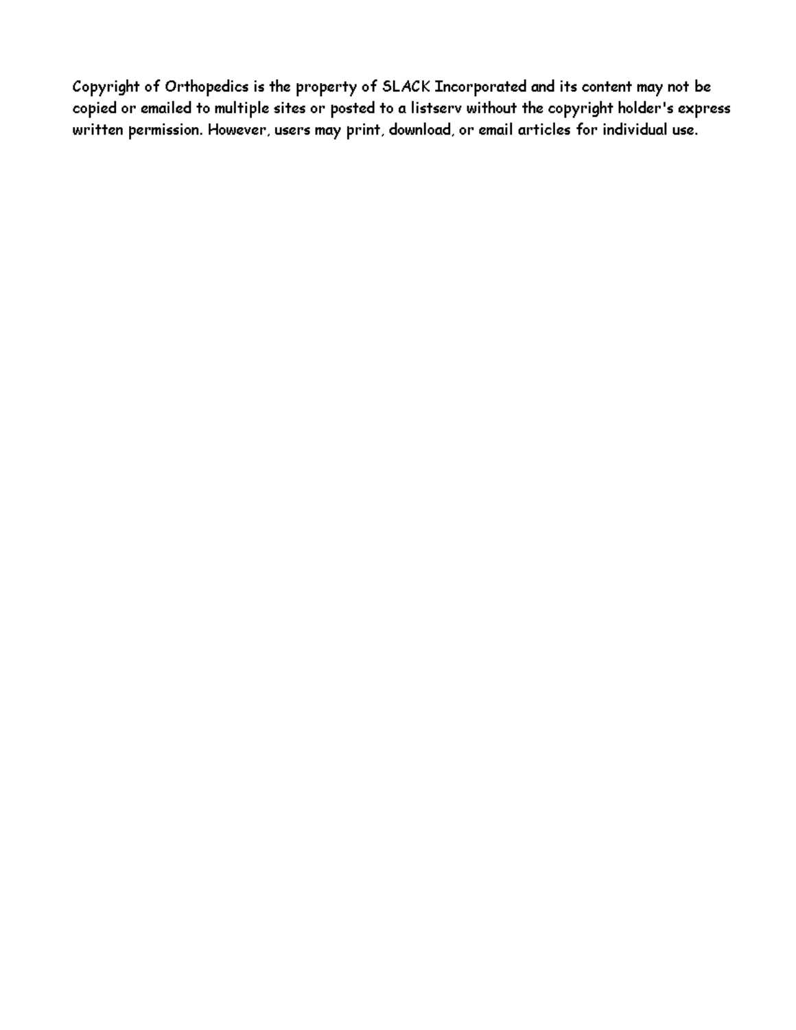Copyright of Orthopedics is the property of SLACK Incorporated and its content may not be copied or emailed to multiple sites or posted to a listserv without the copyright holder's express written permission. However, users may print, download, or email articles for individual use.